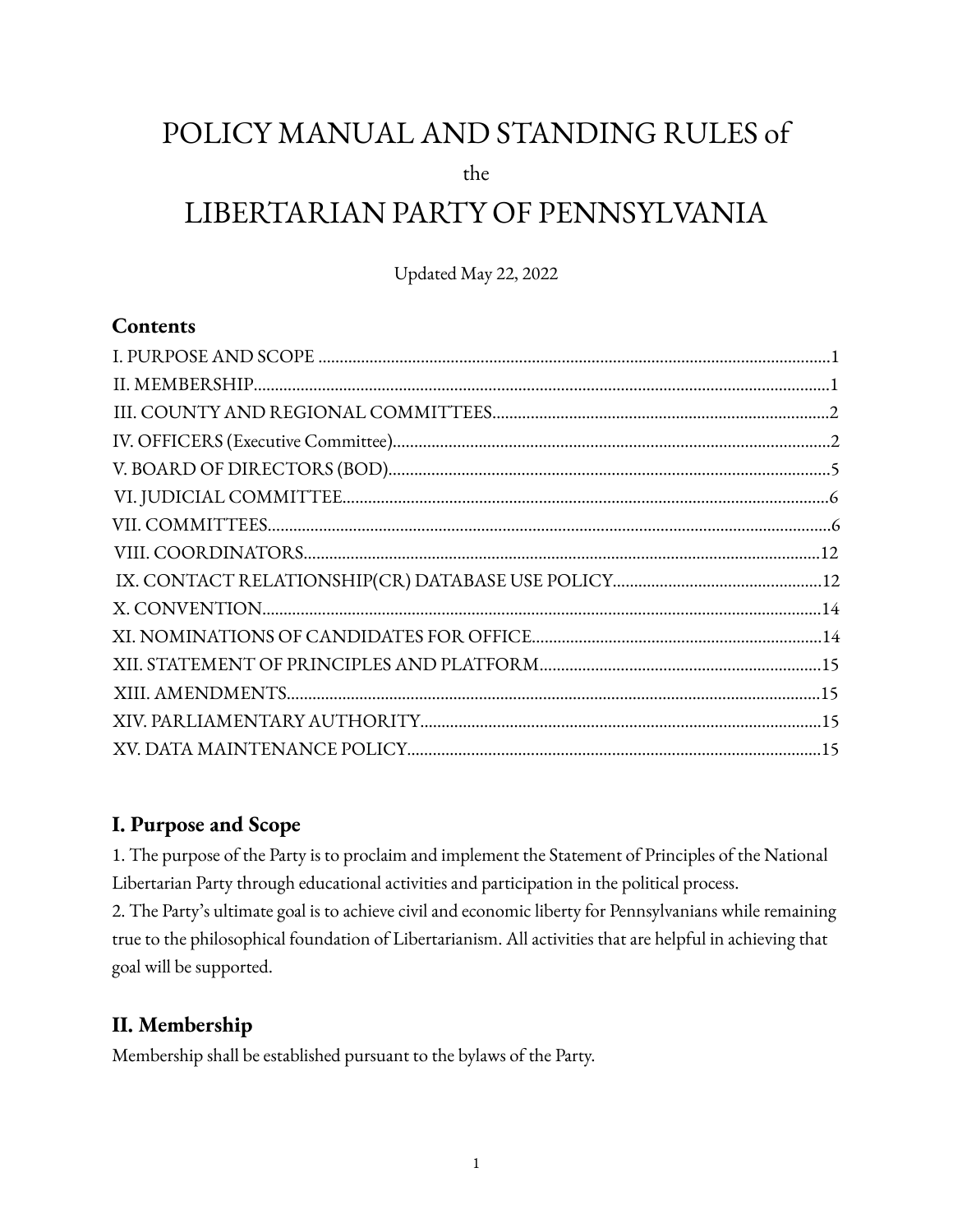# POLICY MANUAL AND STANDING RULES of

the

# LIBERTARIAN PARTY OF PENNSYLVANIA

Updated May 22, 2022

## Contents

| Section | Page |
|---|---|
| I. PURPOSE AND SCOPE | 1 |
| II. MEMBERSHIP | 1 |
| III. COUNTY AND REGIONAL COMMITTEES | 2 |
| IV. OFFICERS (Executive Committee) | 2 |
| V. BOARD OF DIRECTORS (BOD) | 5 |
| VI. JUDICIAL COMMITTEE | 6 |
| VII. COMMITTEES | 6 |
| VIII. COORDINATORS | 12 |
| IX. CONTACT RELATIONSHIP(CR) DATABASE USE POLICY | 12 |
| X. CONVENTION | 14 |
| XI. NOMINATIONS OF CANDIDATES FOR OFFICE | 14 |
| XII. STATEMENT OF PRINCIPLES AND PLATFORM | 15 |
| XIII. AMENDMENTS | 15 |
| XIV. PARLIAMENTARY AUTHORITY | 15 |
| XV. DATA MAINTENANCE POLICY | 15 |

## I. Purpose and Scope

1. The purpose of the Party is to proclaim and implement the Statement of Principles of the National Libertarian Party through educational activities and participation in the political process.
2. The Party's ultimate goal is to achieve civil and economic liberty for Pennsylvanians while remaining true to the philosophical foundation of Libertarianism. All activities that are helpful in achieving that goal will be supported.

## II. Membership

Membership shall be established pursuant to the bylaws of the Party.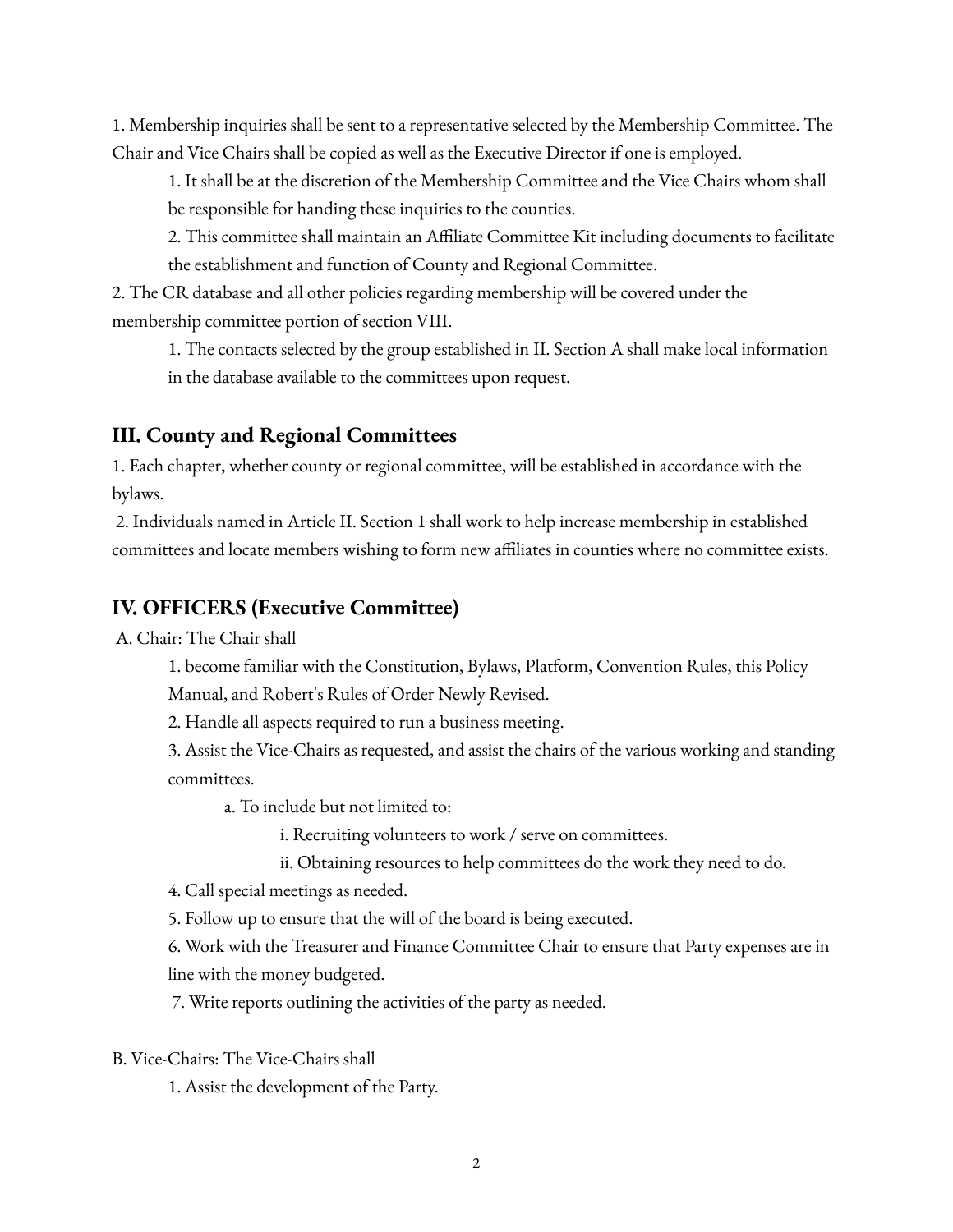1. Membership inquiries shall be sent to a representative selected by the Membership Committee. The Chair and Vice Chairs shall be copied as well as the Executive Director if one is employed.

    1. It shall be at the discretion of the Membership Committee and the Vice Chairs whom shall be responsible for handing these inquiries to the counties.
    2. This committee shall maintain an Affiliate Committee Kit including documents to facilitate the establishment and function of County and Regional Committee.

2. The CR database and all other policies regarding membership will be covered under the membership committee portion of section VIII.

    1. The contacts selected by the group established in II. Section A shall make local information in the database available to the committees upon request.

## III. County and Regional Committees

1. Each chapter, whether county or regional committee, will be established in accordance with the bylaws.
2. Individuals named in Article II. Section 1 shall work to help increase membership in established committees and locate members wishing to form new affiliates in counties where no committee exists.

## IV. OFFICERS (Executive Committee)

A. Chair: The Chair shall

1. become familiar with the Constitution, Bylaws, Platform, Convention Rules, this Policy Manual, and Robert's Rules of Order Newly Revised.
2. Handle all aspects required to run a business meeting.
3. Assist the Vice-Chairs as requested, and assist the chairs of the various working and standing committees.
    - a. To include but not limited to:
        - i. Recruiting volunteers to work / serve on committees.
        - ii. Obtaining resources to help committees do the work they need to do.
4. Call special meetings as needed.
5. Follow up to ensure that the will of the board is being executed.
6. Work with the Treasurer and Finance Committee Chair to ensure that Party expenses are in line with the money budgeted.
7. Write reports outlining the activities of the party as needed.

B. Vice-Chairs: The Vice-Chairs shall

1. Assist the development of the Party.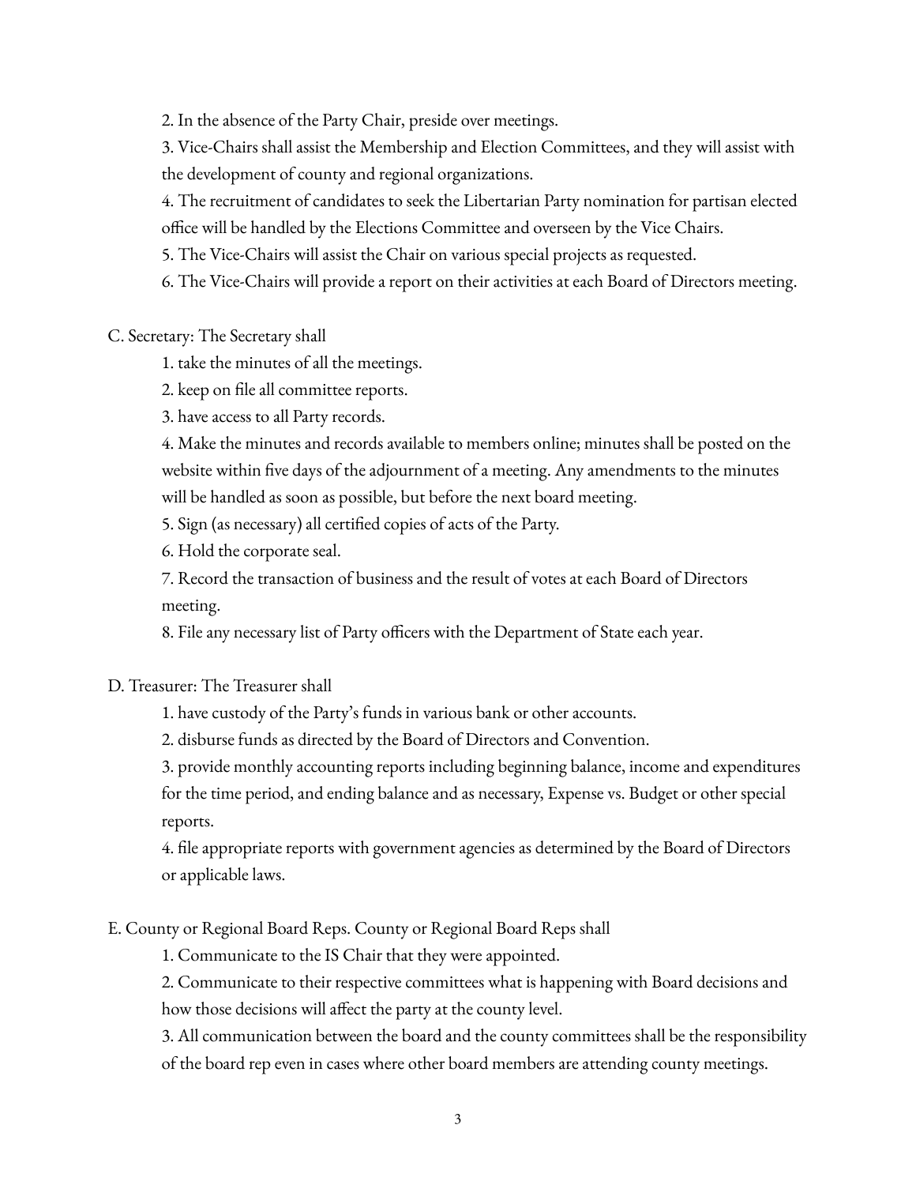2. In the absence of the Party Chair, preside over meetings.

3. Vice-Chairs shall assist the Membership and Election Committees, and they will assist with the development of county and regional organizations.

4. The recruitment of candidates to seek the Libertarian Party nomination for partisan elected office will be handled by the Elections Committee and overseen by the Vice Chairs.

5. The Vice-Chairs will assist the Chair on various special projects as requested.

6. The Vice-Chairs will provide a report on their activities at each Board of Directors meeting.

C. Secretary: The Secretary shall

1. take the minutes of all the meetings.

2. keep on file all committee reports.

3. have access to all Party records.

4. Make the minutes and records available to members online; minutes shall be posted on the website within five days of the adjournment of a meeting. Any amendments to the minutes will be handled as soon as possible, but before the next board meeting.

5. Sign (as necessary) all certified copies of acts of the Party.

6. Hold the corporate seal.

7. Record the transaction of business and the result of votes at each Board of Directors meeting.

8. File any necessary list of Party officers with the Department of State each year.

D. Treasurer: The Treasurer shall

1. have custody of the Party's funds in various bank or other accounts.

2. disburse funds as directed by the Board of Directors and Convention.

3. provide monthly accounting reports including beginning balance, income and expenditures for the time period, and ending balance and as necessary, Expense vs. Budget or other special reports.

4. file appropriate reports with government agencies as determined by the Board of Directors or applicable laws.

E. County or Regional Board Reps. County or Regional Board Reps shall

1. Communicate to the IS Chair that they were appointed.

2. Communicate to their respective committees what is happening with Board decisions and how those decisions will affect the party at the county level.

3. All communication between the board and the county committees shall be the responsibility of the board rep even in cases where other board members are attending county meetings.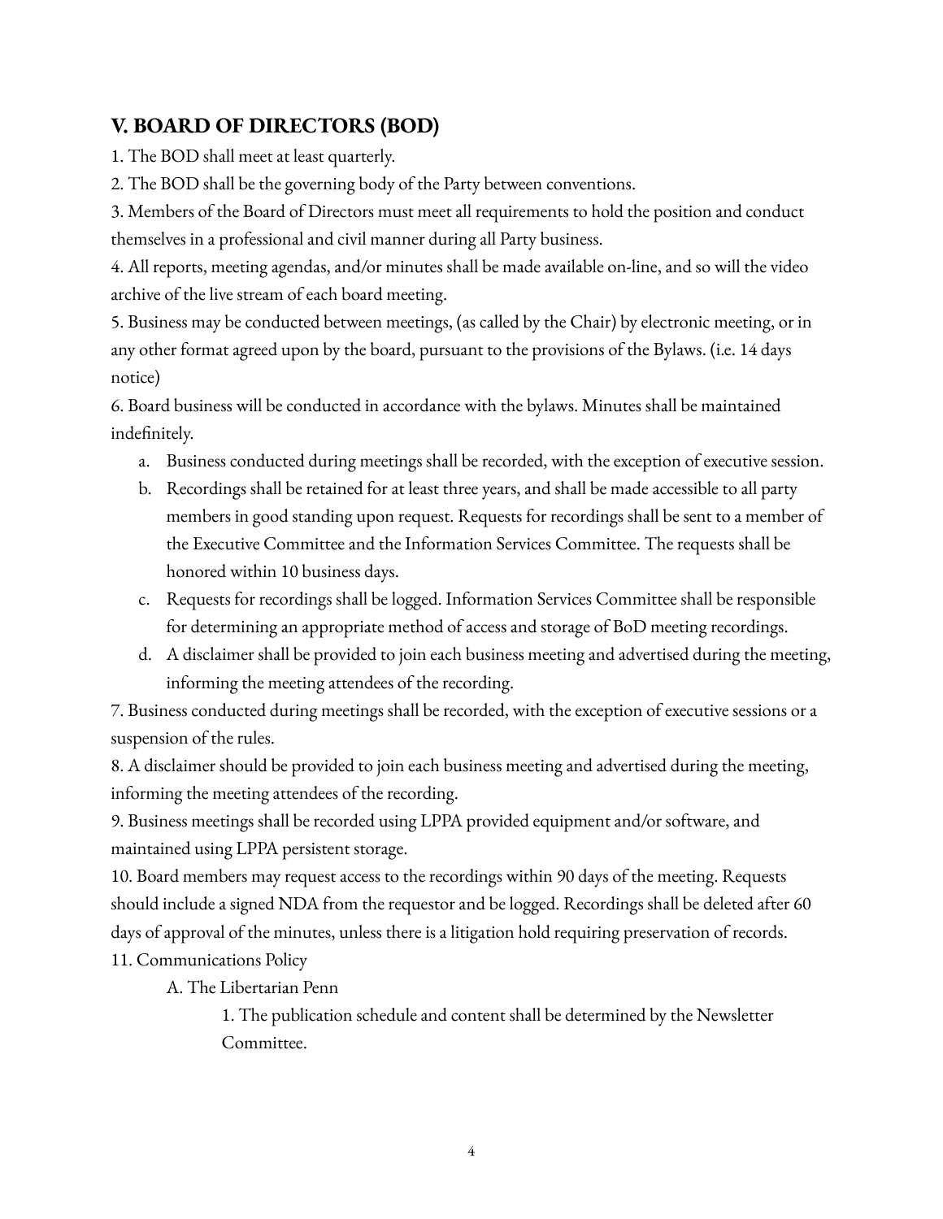## V. BOARD OF DIRECTORS (BOD)

1. The BOD shall meet at least quarterly.
2. The BOD shall be the governing body of the Party between conventions.
3. Members of the Board of Directors must meet all requirements to hold the position and conduct themselves in a professional and civil manner during all Party business.
4. All reports, meeting agendas, and/or minutes shall be made available on-line, and so will the video archive of the live stream of each board meeting.
5. Business may be conducted between meetings, (as called by the Chair) by electronic meeting, or in any other format agreed upon by the board, pursuant to the provisions of the Bylaws. (i.e. 14 days notice)
6. Board business will be conducted in accordance with the bylaws. Minutes shall be maintained indefinitely.
   a. Business conducted during meetings shall be recorded, with the exception of executive session.
   b. Recordings shall be retained for at least three years, and shall be made accessible to all party members in good standing upon request. Requests for recordings shall be sent to a member of the Executive Committee and the Information Services Committee. The requests shall be honored within 10 business days.
   c. Requests for recordings shall be logged. Information Services Committee shall be responsible for determining an appropriate method of access and storage of BoD meeting recordings.
   d. A disclaimer shall be provided to join each business meeting and advertised during the meeting, informing the meeting attendees of the recording.
7. Business conducted during meetings shall be recorded, with the exception of executive sessions or a suspension of the rules.
8. A disclaimer should be provided to join each business meeting and advertised during the meeting, informing the meeting attendees of the recording.
9. Business meetings shall be recorded using LPPA provided equipment and/or software, and maintained using LPPA persistent storage.
10. Board members may request access to the recordings within 90 days of the meeting. Requests should include a signed NDA from the requestor and be logged. Recordings shall be deleted after 60 days of approval of the minutes, unless there is a litigation hold requiring preservation of records.
11. Communications Policy
    A. The Libertarian Penn
        1. The publication schedule and content shall be determined by the Newsletter Committee.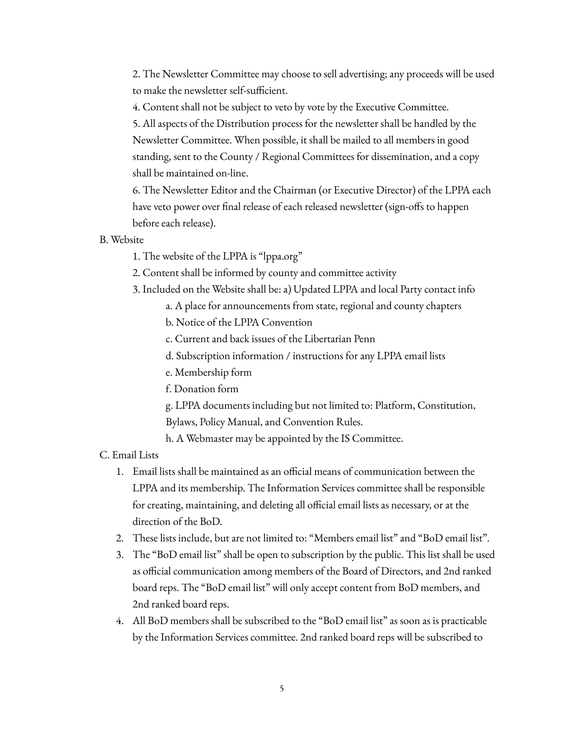2. The Newsletter Committee may choose to sell advertising; any proceeds will be used to make the newsletter self-sufficient.

4. Content shall not be subject to veto by vote by the Executive Committee.

5. All aspects of the Distribution process for the newsletter shall be handled by the Newsletter Committee. When possible, it shall be mailed to all members in good standing, sent to the County / Regional Committees for dissemination, and a copy shall be maintained on-line.

6. The Newsletter Editor and the Chairman (or Executive Director) of the LPPA each have veto power over final release of each released newsletter (sign-offs to happen before each release).

B. Website

1. The website of the LPPA is "lppa.org"

2. Content shall be informed by county and committee activity

3. Included on the Website shall be: a) Updated LPPA and local Party contact info

   a. A place for announcements from state, regional and county chapters

   b. Notice of the LPPA Convention

   c. Current and back issues of the Libertarian Penn

   d. Subscription information / instructions for any LPPA email lists

   e. Membership form

   f. Donation form

   g. LPPA documents including but not limited to: Platform, Constitution, Bylaws, Policy Manual, and Convention Rules.

   h. A Webmaster may be appointed by the IS Committee.

C. Email Lists

1. Email lists shall be maintained as an official means of communication between the LPPA and its membership. The Information Services committee shall be responsible for creating, maintaining, and deleting all official email lists as necessary, or at the direction of the BoD.
2. These lists include, but are not limited to: "Members email list" and "BoD email list".
3. The "BoD email list" shall be open to subscription by the public. This list shall be used as official communication among members of the Board of Directors, and 2nd ranked board reps. The "BoD email list" will only accept content from BoD members, and 2nd ranked board reps.
4. All BoD members shall be subscribed to the "BoD email list" as soon as is practicable by the Information Services committee. 2nd ranked board reps will be subscribed to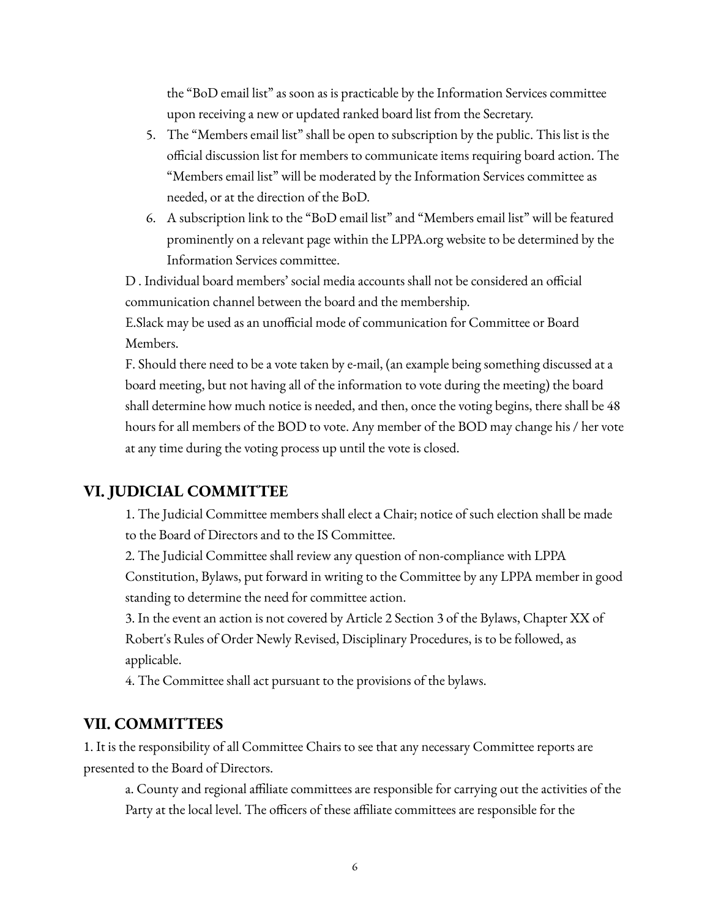the "BoD email list" as soon as is practicable by the Information Services committee upon receiving a new or updated ranked board list from the Secretary.

5. The "Members email list" shall be open to subscription by the public. This list is the official discussion list for members to communicate items requiring board action. The "Members email list" will be moderated by the Information Services committee as needed, or at the direction of the BoD.
6. A subscription link to the "BoD email list" and "Members email list" will be featured prominently on a relevant page within the LPPA.org website to be determined by the Information Services committee.

D . Individual board members' social media accounts shall not be considered an official communication channel between the board and the membership.

E.Slack may be used as an unofficial mode of communication for Committee or Board Members.

F. Should there need to be a vote taken by e-mail, (an example being something discussed at a board meeting, but not having all of the information to vote during the meeting) the board shall determine how much notice is needed, and then, once the voting begins, there shall be 48 hours for all members of the BOD to vote. Any member of the BOD may change his / her vote at any time during the voting process up until the vote is closed.

## VI. JUDICIAL COMMITTEE

1. The Judicial Committee members shall elect a Chair; notice of such election shall be made to the Board of Directors and to the IS Committee.

2. The Judicial Committee shall review any question of non-compliance with LPPA Constitution, Bylaws, put forward in writing to the Committee by any LPPA member in good standing to determine the need for committee action.

3. In the event an action is not covered by Article 2 Section 3 of the Bylaws, Chapter XX of Robert's Rules of Order Newly Revised, Disciplinary Procedures, is to be followed, as applicable.

4. The Committee shall act pursuant to the provisions of the bylaws.

## VII. COMMITTEES

1. It is the responsibility of all Committee Chairs to see that any necessary Committee reports are presented to the Board of Directors.

a. County and regional affiliate committees are responsible for carrying out the activities of the Party at the local level. The officers of these affiliate committees are responsible for the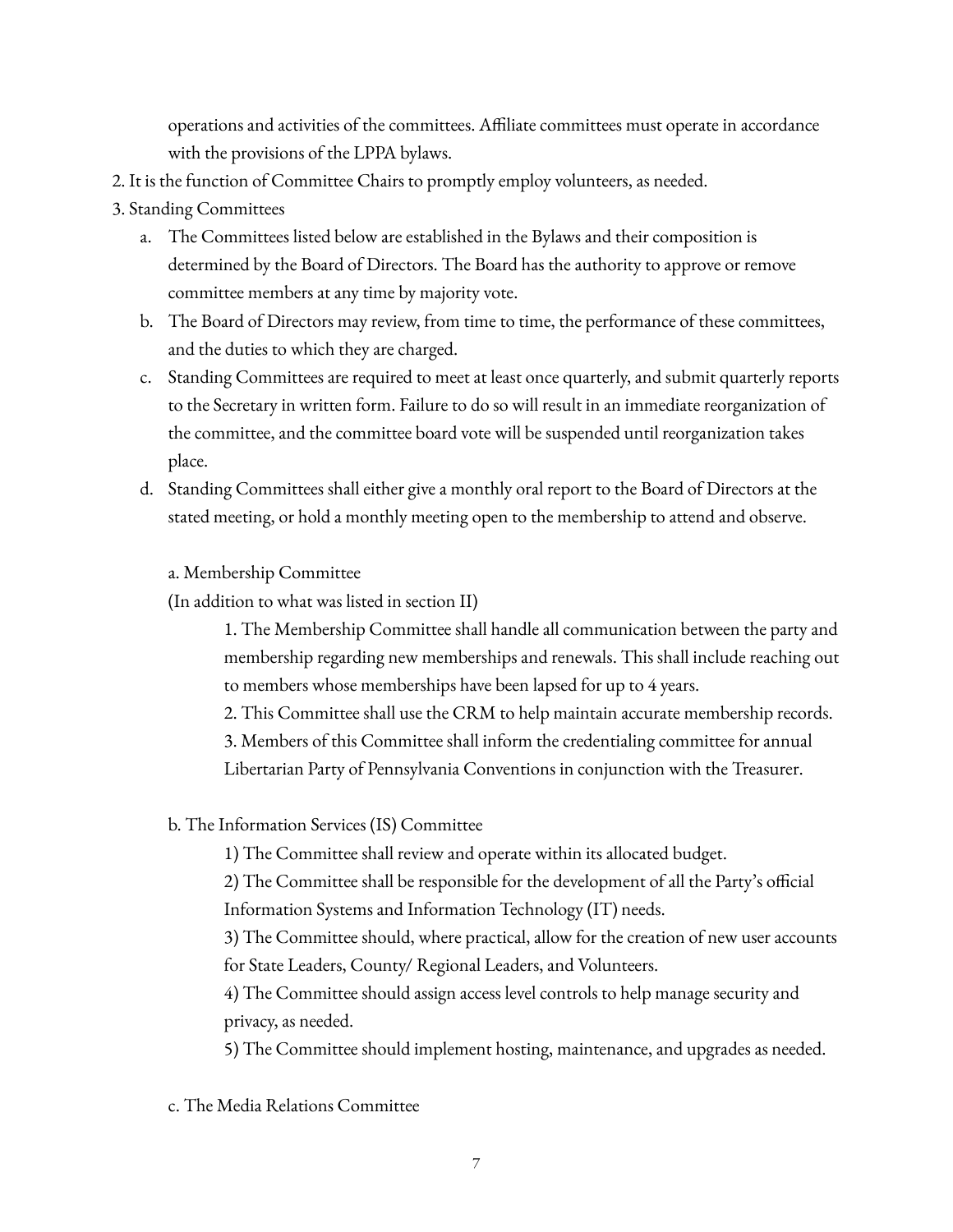operations and activities of the committees. Affiliate committees must operate in accordance with the provisions of the LPPA bylaws.

2. It is the function of Committee Chairs to promptly employ volunteers, as needed.
3. Standing Committees
   a. The Committees listed below are established in the Bylaws and their composition is determined by the Board of Directors. The Board has the authority to approve or remove committee members at any time by majority vote.
   b. The Board of Directors may review, from time to time, the performance of these committees, and the duties to which they are charged.
   c. Standing Committees are required to meet at least once quarterly, and submit quarterly reports to the Secretary in written form. Failure to do so will result in an immediate reorganization of the committee, and the committee board vote will be suspended until reorganization takes place.
   d. Standing Committees shall either give a monthly oral report to the Board of Directors at the stated meeting, or hold a monthly meeting open to the membership to attend and observe.

a. Membership Committee

(In addition to what was listed in section II)

1. The Membership Committee shall handle all communication between the party and membership regarding new memberships and renewals. This shall include reaching out to members whose memberships have been lapsed for up to 4 years.
2. This Committee shall use the CRM to help maintain accurate membership records.
3. Members of this Committee shall inform the credentialing committee for annual Libertarian Party of Pennsylvania Conventions in conjunction with the Treasurer.

b. The Information Services (IS) Committee

1) The Committee shall review and operate within its allocated budget.

2) The Committee shall be responsible for the development of all the Party's official Information Systems and Information Technology (IT) needs.

3) The Committee should, where practical, allow for the creation of new user accounts for State Leaders, County/ Regional Leaders, and Volunteers.

4) The Committee should assign access level controls to help manage security and privacy, as needed.

5) The Committee should implement hosting, maintenance, and upgrades as needed.

c. The Media Relations Committee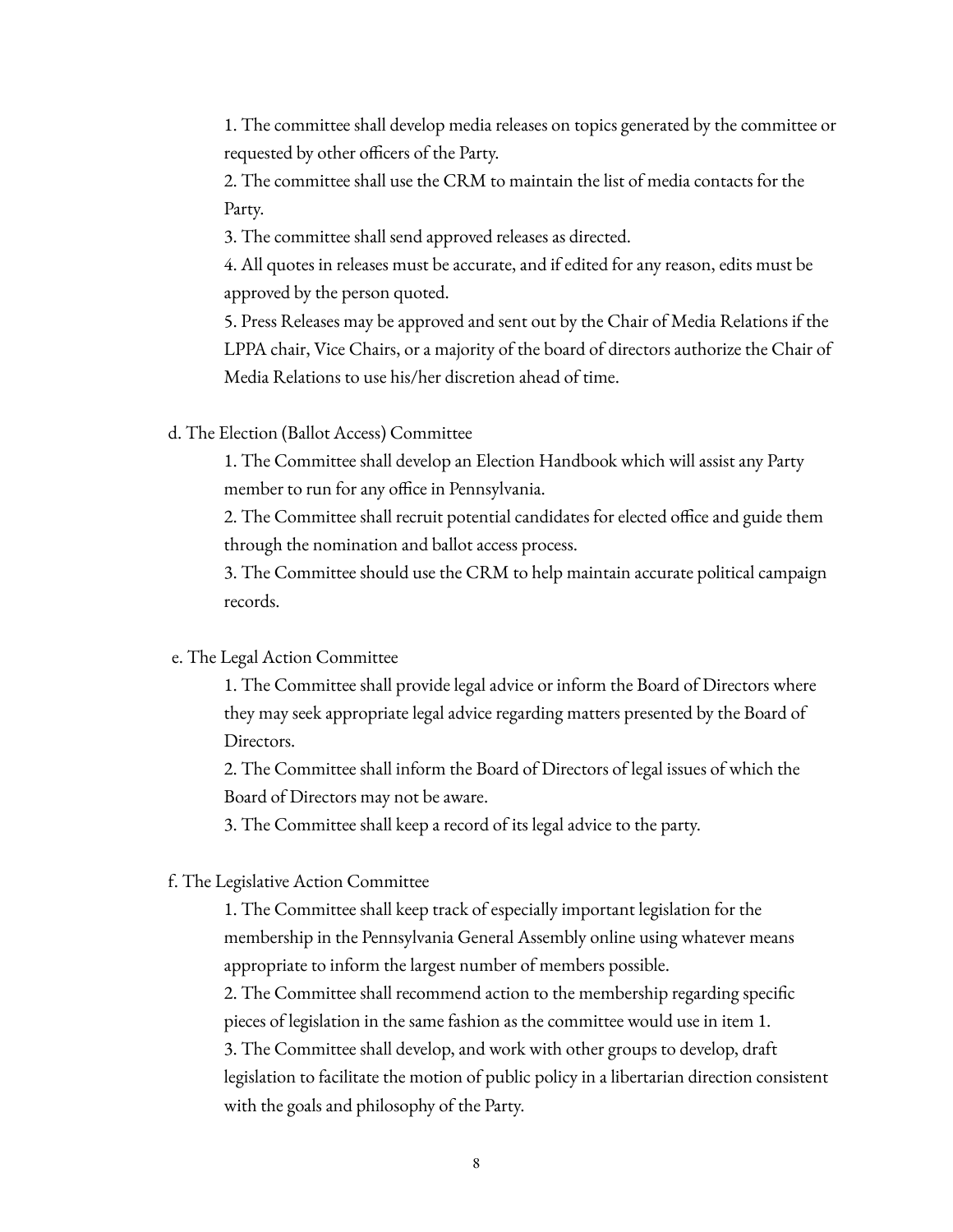1. The committee shall develop media releases on topics generated by the committee or requested by other officers of the Party.
2. The committee shall use the CRM to maintain the list of media contacts for the Party.
3. The committee shall send approved releases as directed.
4. All quotes in releases must be accurate, and if edited for any reason, edits must be approved by the person quoted.
5. Press Releases may be approved and sent out by the Chair of Media Relations if the LPPA chair, Vice Chairs, or a majority of the board of directors authorize the Chair of Media Relations to use his/her discretion ahead of time.

d. The Election (Ballot Access) Committee

1. The Committee shall develop an Election Handbook which will assist any Party member to run for any office in Pennsylvania.
2. The Committee shall recruit potential candidates for elected office and guide them through the nomination and ballot access process.
3. The Committee should use the CRM to help maintain accurate political campaign records.

e. The Legal Action Committee

1. The Committee shall provide legal advice or inform the Board of Directors where they may seek appropriate legal advice regarding matters presented by the Board of Directors.
2. The Committee shall inform the Board of Directors of legal issues of which the Board of Directors may not be aware.
3. The Committee shall keep a record of its legal advice to the party.

f. The Legislative Action Committee

1. The Committee shall keep track of especially important legislation for the membership in the Pennsylvania General Assembly online using whatever means appropriate to inform the largest number of members possible.
2. The Committee shall recommend action to the membership regarding specific pieces of legislation in the same fashion as the committee would use in item 1.
3. The Committee shall develop, and work with other groups to develop, draft legislation to facilitate the motion of public policy in a libertarian direction consistent with the goals and philosophy of the Party.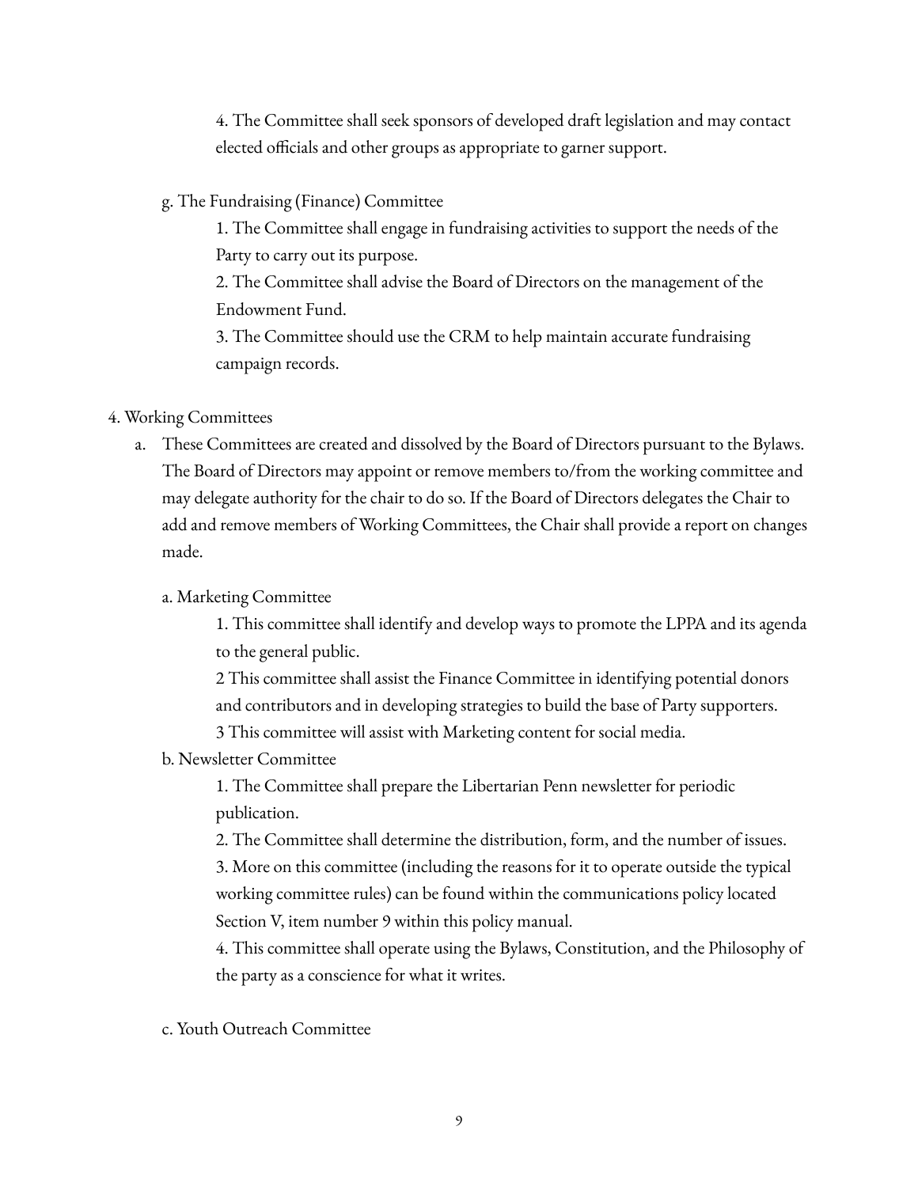4. The Committee shall seek sponsors of developed draft legislation and may contact elected officials and other groups as appropriate to garner support.

g. The Fundraising (Finance) Committee

1. The Committee shall engage in fundraising activities to support the needs of the Party to carry out its purpose.

2. The Committee shall advise the Board of Directors on the management of the Endowment Fund.

3. The Committee should use the CRM to help maintain accurate fundraising campaign records.

4. Working Committees

a. These Committees are created and dissolved by the Board of Directors pursuant to the Bylaws. The Board of Directors may appoint or remove members to/from the working committee and may delegate authority for the chair to do so. If the Board of Directors delegates the Chair to add and remove members of Working Committees, the Chair shall provide a report on changes made.

a. Marketing Committee

1. This committee shall identify and develop ways to promote the LPPA and its agenda to the general public.

2 This committee shall assist the Finance Committee in identifying potential donors and contributors and in developing strategies to build the base of Party supporters.

3 This committee will assist with Marketing content for social media.

b. Newsletter Committee

1. The Committee shall prepare the Libertarian Penn newsletter for periodic publication.

2. The Committee shall determine the distribution, form, and the number of issues.

3. More on this committee (including the reasons for it to operate outside the typical working committee rules) can be found within the communications policy located Section V, item number 9 within this policy manual.

4. This committee shall operate using the Bylaws, Constitution, and the Philosophy of the party as a conscience for what it writes.

c. Youth Outreach Committee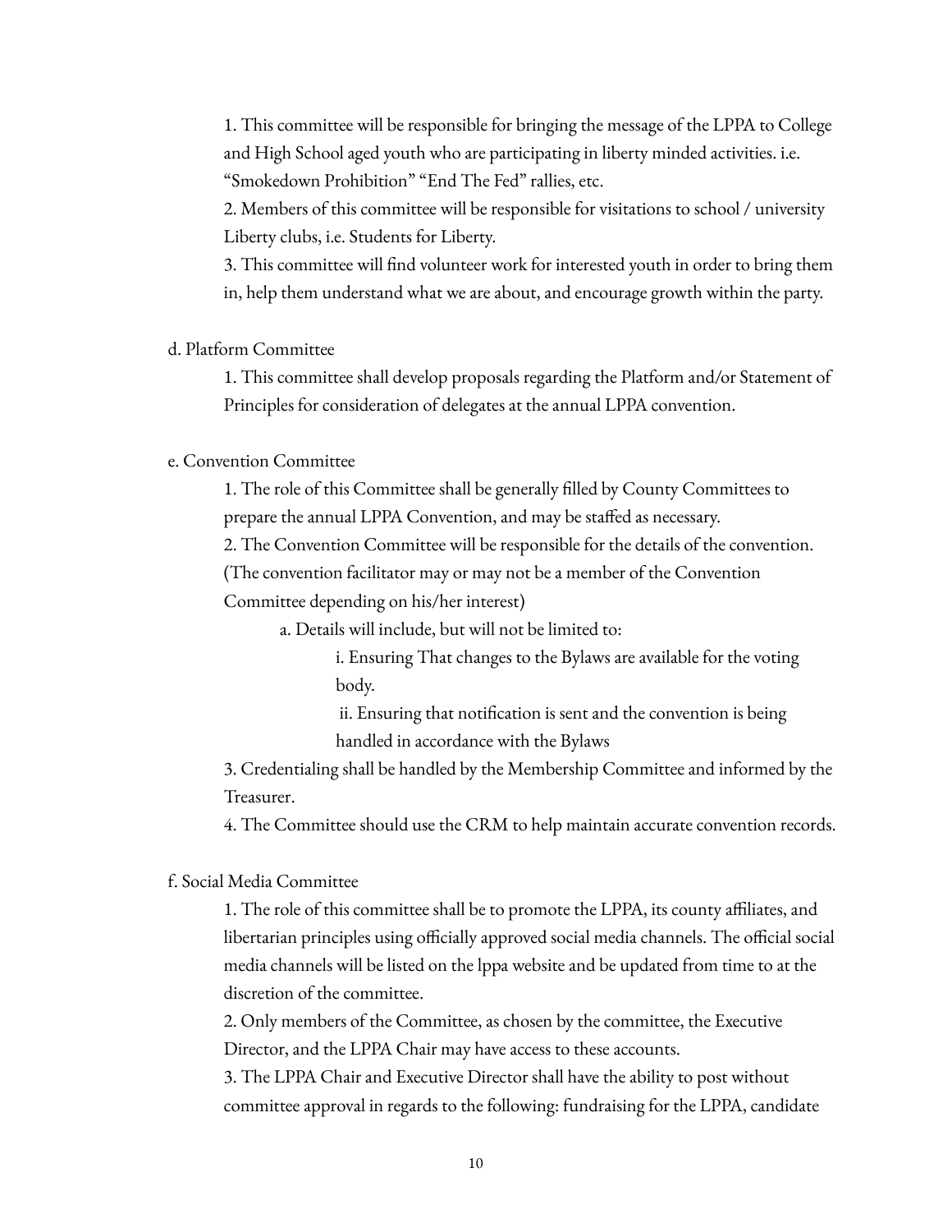1. This committee will be responsible for bringing the message of the LPPA to College and High School aged youth who are participating in liberty minded activities. i.e. "Smokedown Prohibition" "End The Fed" rallies, etc.

2. Members of this committee will be responsible for visitations to school / university Liberty clubs, i.e. Students for Liberty.

3. This committee will find volunteer work for interested youth in order to bring them in, help them understand what we are about, and encourage growth within the party.

d. Platform Committee

1. This committee shall develop proposals regarding the Platform and/or Statement of Principles for consideration of delegates at the annual LPPA convention.

e. Convention Committee

1. The role of this Committee shall be generally filled by County Committees to prepare the annual LPPA Convention, and may be staffed as necessary.

2. The Convention Committee will be responsible for the details of the convention. (The convention facilitator may or may not be a member of the Convention Committee depending on his/her interest)

a. Details will include, but will not be limited to:

i. Ensuring That changes to the Bylaws are available for the voting body.

ii. Ensuring that notification is sent and the convention is being handled in accordance with the Bylaws

3. Credentialing shall be handled by the Membership Committee and informed by the Treasurer.

4. The Committee should use the CRM to help maintain accurate convention records.

f. Social Media Committee

1. The role of this committee shall be to promote the LPPA, its county affiliates, and libertarian principles using officially approved social media channels. The official social media channels will be listed on the lppa website and be updated from time to at the discretion of the committee.

2. Only members of the Committee, as chosen by the committee, the Executive Director, and the LPPA Chair may have access to these accounts.

3. The LPPA Chair and Executive Director shall have the ability to post without committee approval in regards to the following: fundraising for the LPPA, candidate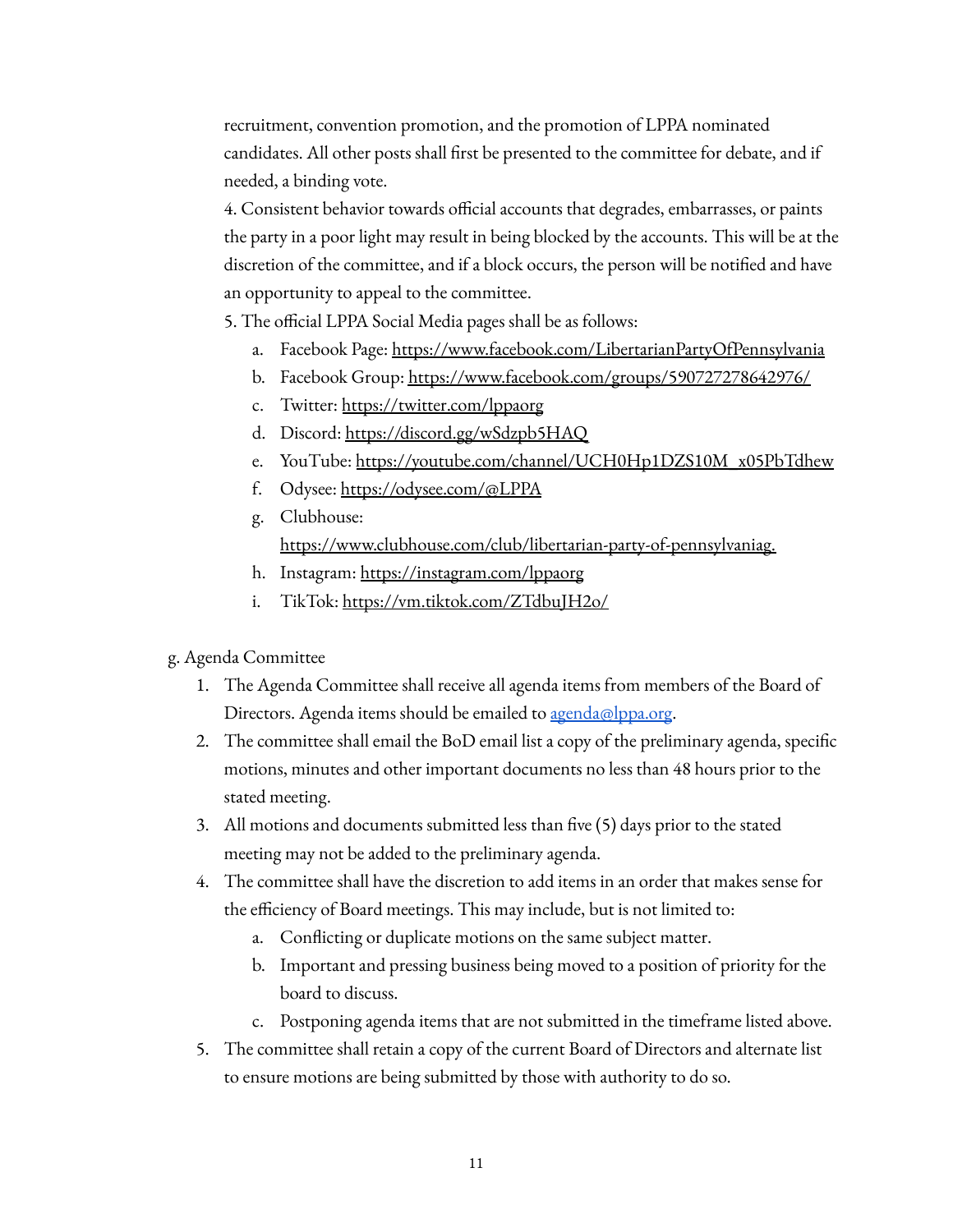recruitment, convention promotion, and the promotion of LPPA nominated candidates. All other posts shall first be presented to the committee for debate, and if needed, a binding vote.

4. Consistent behavior towards official accounts that degrades, embarrasses, or paints the party in a poor light may result in being blocked by the accounts. This will be at the discretion of the committee, and if a block occurs, the person will be notified and have an opportunity to appeal to the committee.

5. The official LPPA Social Media pages shall be as follows:
   a. Facebook Page: https://www.facebook.com/LibertarianPartyOfPennsylvania
   b. Facebook Group: https://www.facebook.com/groups/590727278642976/
   c. Twitter: https://twitter.com/lppaorg
   d. Discord: https://discord.gg/wSdzpb5HAQ
   e. YouTube: https://youtube.com/channel/UCH0Hp1DZS10M_x05PbTdhew
   f. Odysee: https://odysee.com/@LPPA
   g. Clubhouse: https://www.clubhouse.com/club/libertarian-party-of-pennsylvaniag.
   h. Instagram: https://instagram.com/lppaorg
   i. TikTok: https://vm.tiktok.com/ZTdbuJH2o/

g. Agenda Committee

1. The Agenda Committee shall receive all agenda items from members of the Board of Directors. Agenda items should be emailed to agenda@lppa.org.
2. The committee shall email the BoD email list a copy of the preliminary agenda, specific motions, minutes and other important documents no less than 48 hours prior to the stated meeting.
3. All motions and documents submitted less than five (5) days prior to the stated meeting may not be added to the preliminary agenda.
4. The committee shall have the discretion to add items in an order that makes sense for the efficiency of Board meetings. This may include, but is not limited to:
   a. Conflicting or duplicate motions on the same subject matter.
   b. Important and pressing business being moved to a position of priority for the board to discuss.
   c. Postponing agenda items that are not submitted in the timeframe listed above.
5. The committee shall retain a copy of the current Board of Directors and alternate list to ensure motions are being submitted by those with authority to do so.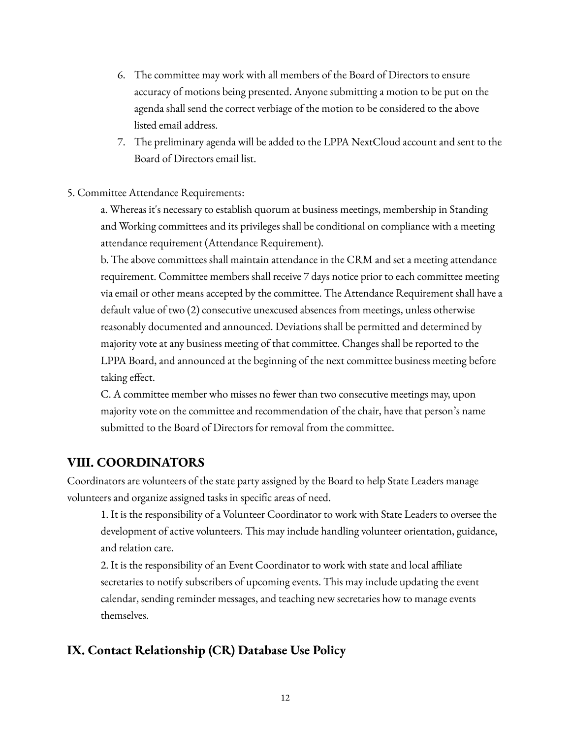6. The committee may work with all members of the Board of Directors to ensure accuracy of motions being presented. Anyone submitting a motion to be put on the agenda shall send the correct verbiage of the motion to be considered to the above listed email address.
7. The preliminary agenda will be added to the LPPA NextCloud account and sent to the Board of Directors email list.

5. Committee Attendance Requirements:

a. Whereas it's necessary to establish quorum at business meetings, membership in Standing and Working committees and its privileges shall be conditional on compliance with a meeting attendance requirement (Attendance Requirement).

b. The above committees shall maintain attendance in the CRM and set a meeting attendance requirement. Committee members shall receive 7 days notice prior to each committee meeting via email or other means accepted by the committee. The Attendance Requirement shall have a default value of two (2) consecutive unexcused absences from meetings, unless otherwise reasonably documented and announced. Deviations shall be permitted and determined by majority vote at any business meeting of that committee. Changes shall be reported to the LPPA Board, and announced at the beginning of the next committee business meeting before taking effect.

C. A committee member who misses no fewer than two consecutive meetings may, upon majority vote on the committee and recommendation of the chair, have that person's name submitted to the Board of Directors for removal from the committee.

## VIII. COORDINATORS

Coordinators are volunteers of the state party assigned by the Board to help State Leaders manage volunteers and organize assigned tasks in specific areas of need.

1. It is the responsibility of a Volunteer Coordinator to work with State Leaders to oversee the development of active volunteers. This may include handling volunteer orientation, guidance, and relation care.

2. It is the responsibility of an Event Coordinator to work with state and local affiliate secretaries to notify subscribers of upcoming events. This may include updating the event calendar, sending reminder messages, and teaching new secretaries how to manage events themselves.

## IX. Contact Relationship (CR) Database Use Policy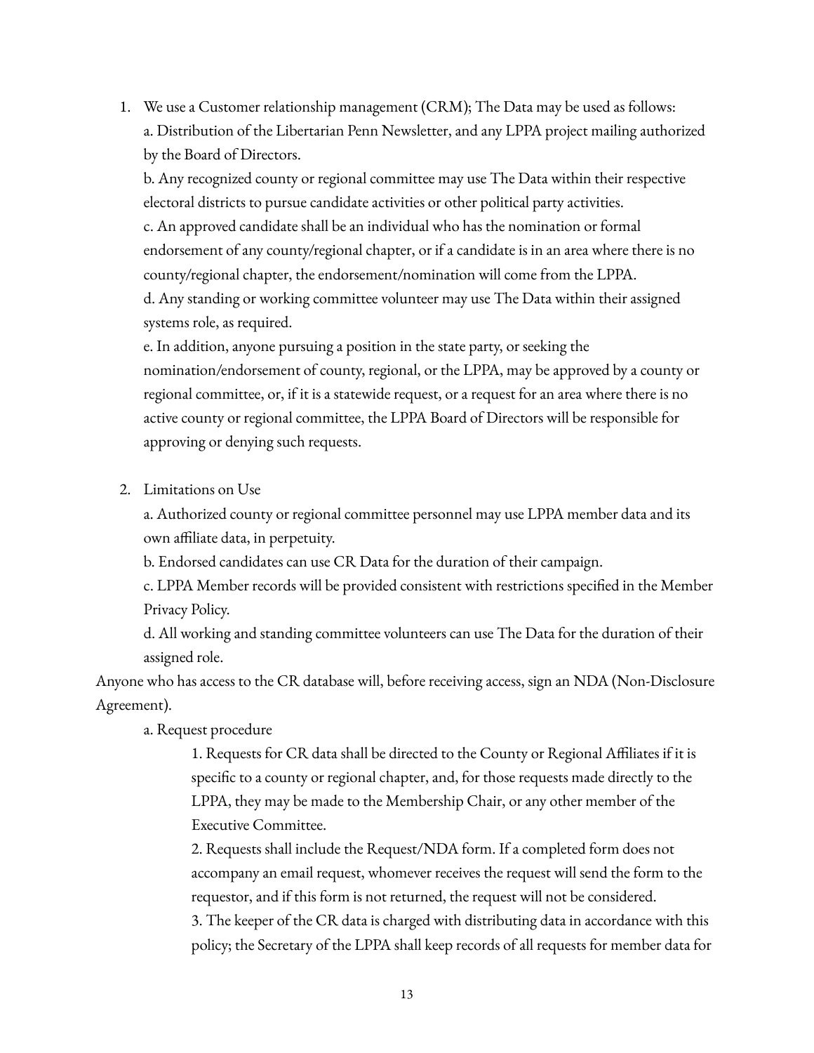1. We use a Customer relationship management (CRM); The Data may be used as follows:

   a. Distribution of the Libertarian Penn Newsletter, and any LPPA project mailing authorized by the Board of Directors.

   b. Any recognized county or regional committee may use The Data within their respective electoral districts to pursue candidate activities or other political party activities.

   c. An approved candidate shall be an individual who has the nomination or formal endorsement of any county/regional chapter, or if a candidate is in an area where there is no county/regional chapter, the endorsement/nomination will come from the LPPA.

   d. Any standing or working committee volunteer may use The Data within their assigned systems role, as required.

   e. In addition, anyone pursuing a position in the state party, or seeking the nomination/endorsement of county, regional, or the LPPA, may be approved by a county or regional committee, or, if it is a statewide request, or a request for an area where there is no active county or regional committee, the LPPA Board of Directors will be responsible for approving or denying such requests.

2. Limitations on Use

   a. Authorized county or regional committee personnel may use LPPA member data and its own affiliate data, in perpetuity.

   b. Endorsed candidates can use CR Data for the duration of their campaign.

   c. LPPA Member records will be provided consistent with restrictions specified in the Member Privacy Policy.

   d. All working and standing committee volunteers can use The Data for the duration of their assigned role.

Anyone who has access to the CR database will, before receiving access, sign an NDA (Non-Disclosure Agreement).

   a. Request procedure

      1. Requests for CR data shall be directed to the County or Regional Affiliates if it is specific to a county or regional chapter, and, for those requests made directly to the LPPA, they may be made to the Membership Chair, or any other member of the Executive Committee.

      2. Requests shall include the Request/NDA form. If a completed form does not accompany an email request, whomever receives the request will send the form to the requestor, and if this form is not returned, the request will not be considered.

      3. The keeper of the CR data is charged with distributing data in accordance with this policy; the Secretary of the LPPA shall keep records of all requests for member data for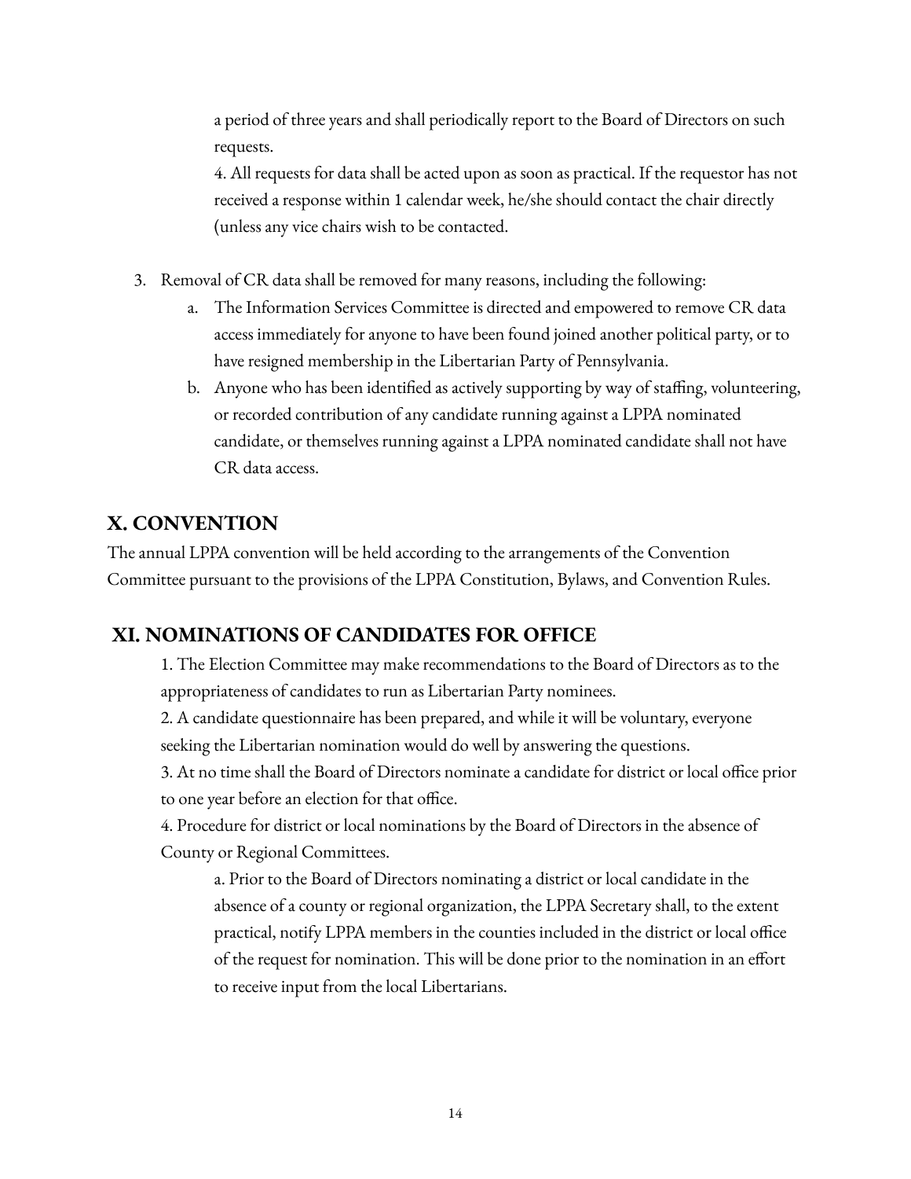a period of three years and shall periodically report to the Board of Directors on such requests.

4. All requests for data shall be acted upon as soon as practical. If the requestor has not received a response within 1 calendar week, he/she should contact the chair directly (unless any vice chairs wish to be contacted.

3. Removal of CR data shall be removed for many reasons, including the following:
    a. The Information Services Committee is directed and empowered to remove CR data access immediately for anyone to have been found joined another political party, or to have resigned membership in the Libertarian Party of Pennsylvania.
    b. Anyone who has been identified as actively supporting by way of staffing, volunteering, or recorded contribution of any candidate running against a LPPA nominated candidate, or themselves running against a LPPA nominated candidate shall not have CR data access.

## X. CONVENTION

The annual LPPA convention will be held according to the arrangements of the Convention Committee pursuant to the provisions of the LPPA Constitution, Bylaws, and Convention Rules.

## XI. NOMINATIONS OF CANDIDATES FOR OFFICE

1. The Election Committee may make recommendations to the Board of Directors as to the appropriateness of candidates to run as Libertarian Party nominees.

2. A candidate questionnaire has been prepared, and while it will be voluntary, everyone seeking the Libertarian nomination would do well by answering the questions.

3. At no time shall the Board of Directors nominate a candidate for district or local office prior to one year before an election for that office.

4. Procedure for district or local nominations by the Board of Directors in the absence of County or Regional Committees.

    a. Prior to the Board of Directors nominating a district or local candidate in the absence of a county or regional organization, the LPPA Secretary shall, to the extent practical, notify LPPA members in the counties included in the district or local office of the request for nomination. This will be done prior to the nomination in an effort to receive input from the local Libertarians.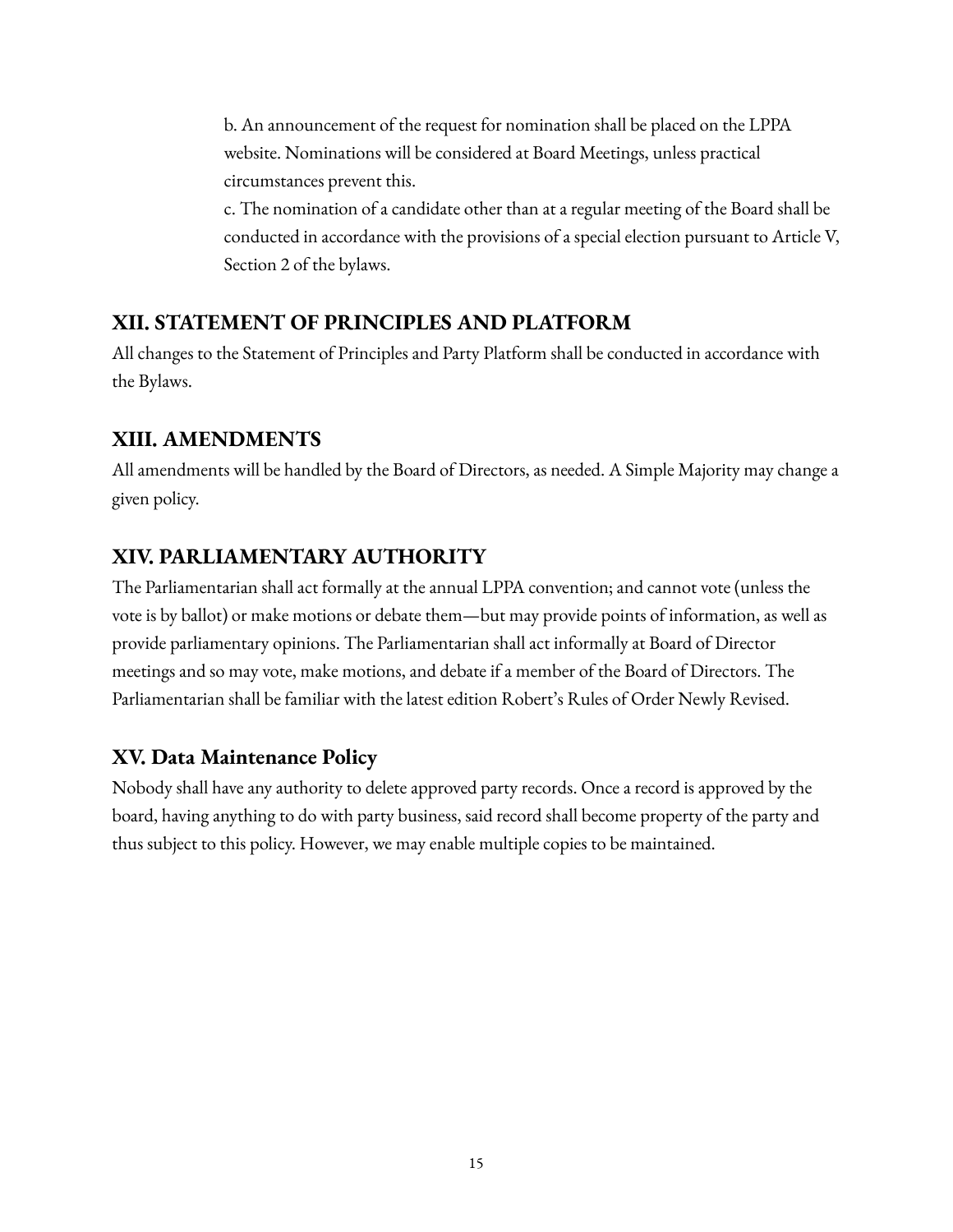b. An announcement of the request for nomination shall be placed on the LPPA website. Nominations will be considered at Board Meetings, unless practical circumstances prevent this.

c. The nomination of a candidate other than at a regular meeting of the Board shall be conducted in accordance with the provisions of a special election pursuant to Article V, Section 2 of the bylaws.

## XII. STATEMENT OF PRINCIPLES AND PLATFORM

All changes to the Statement of Principles and Party Platform shall be conducted in accordance with the Bylaws.

## XIII. AMENDMENTS

All amendments will be handled by the Board of Directors, as needed. A Simple Majority may change a given policy.

## XIV. PARLIAMENTARY AUTHORITY

The Parliamentarian shall act formally at the annual LPPA convention; and cannot vote (unless the vote is by ballot) or make motions or debate them—but may provide points of information, as well as provide parliamentary opinions. The Parliamentarian shall act informally at Board of Director meetings and so may vote, make motions, and debate if a member of the Board of Directors. The Parliamentarian shall be familiar with the latest edition Robert's Rules of Order Newly Revised.

## XV. Data Maintenance Policy

Nobody shall have any authority to delete approved party records. Once a record is approved by the board, having anything to do with party business, said record shall become property of the party and thus subject to this policy. However, we may enable multiple copies to be maintained.